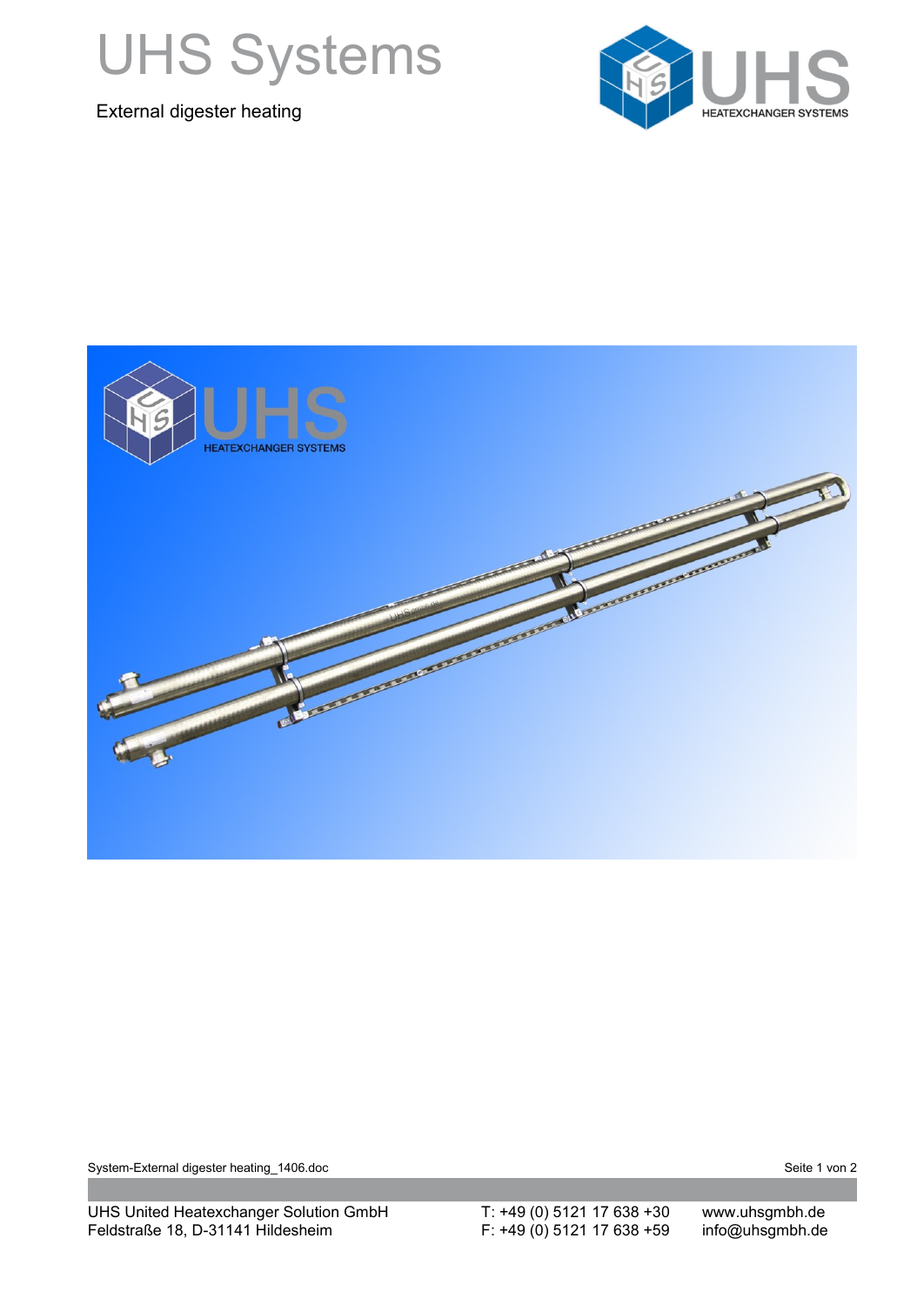# UHS Systems

External digester heating

UHS United Heatexchanger Solution GmbH
Feldstraße 18, D-31141 Hildesheim

T: +49 (0) 5121 17 638 +30
F: +49 (0) 5121 17 638 +59

www.uhsgmbh.de
info@uhsgmbh.de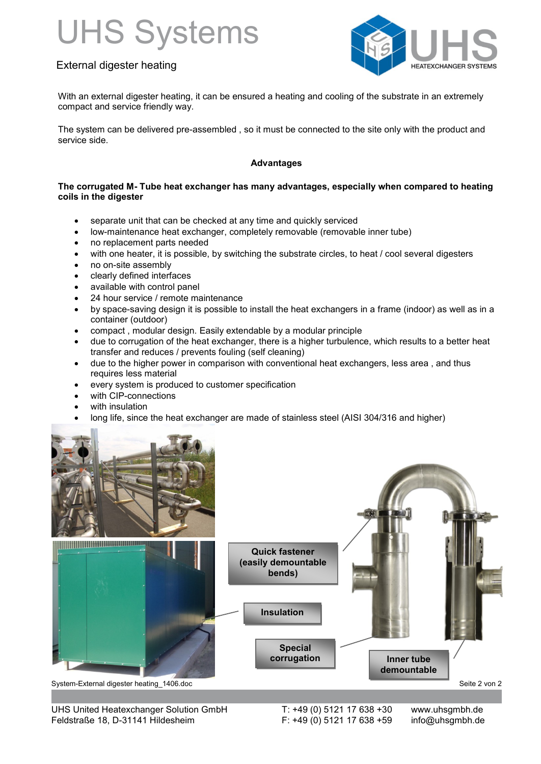# UHS Systems

External digester heating

With an external digester heating, it can be ensured a heating and cooling of the substrate in an extremely compact and service friendly way.

The system can be delivered pre-assembled , so it must be connected to the site only with the product and service side.

**Advantages**

**The corrugated M- Tube heat exchanger has many advantages, especially when compared to heating coils in the digester**

- separate unit that can be checked at any time and quickly serviced
- low-maintenance heat exchanger, completely removable (removable inner tube)
- no replacement parts needed
- with one heater, it is possible, by switching the substrate circles, to heat / cool several digesters
- no on-site assembly
- clearly defined interfaces
- available with control panel
- 24 hour service / remote maintenance
- by space-saving design it is possible to install the heat exchangers in a frame (indoor) as well as in a container (outdoor)
- compact , modular design. Easily extendable by a modular principle
- due to corrugation of the heat exchanger, there is a higher turbulence, which results to a better heat transfer and reduces / prevents fouling (self cleaning)
- due to the higher power in comparison with conventional heat exchangers, less area , and thus requires less material
- every system is produced to customer specification
- with CIP-connections
- with insulation
- long life, since the heat exchanger are made of stainless steel (AISI 304/316 and higher)

**Quick fastener (easily demountable bends)**

**Insulation**

**Special corrugation**

**Inner tube demountable**

UHS United Heatexchanger Solution GmbH
Feldstraße 18, D-31141 Hildesheim

T: +49 (0) 5121 17 638 +30
F: +49 (0) 5121 17 638 +59

www.uhsgmbh.de
info@uhsgmbh.de